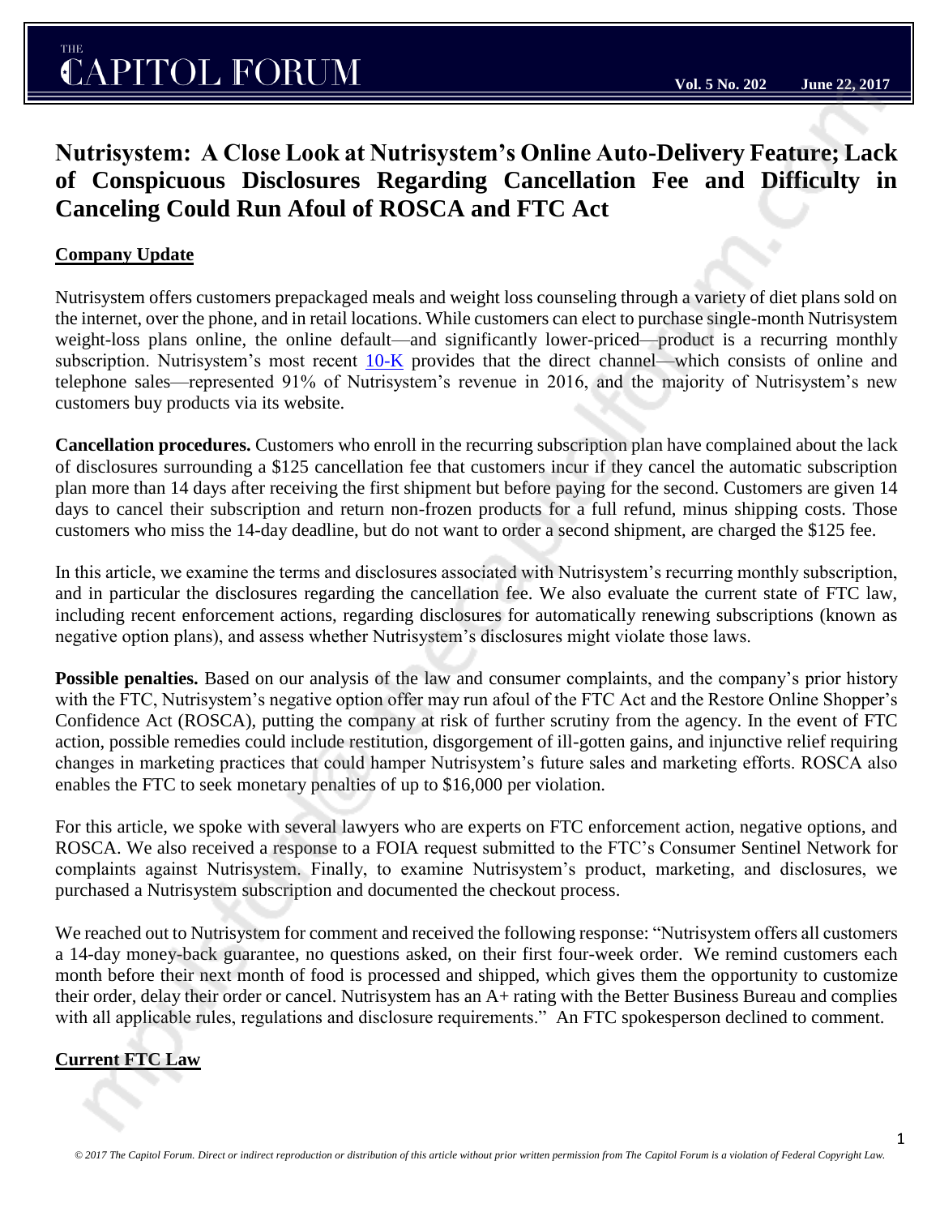# Nutrisystem: A Close Look at Nutrisystem's Online Auto-Delivery Feature; Lack of Conspicuous Disclosures Regarding Cancellation Fee and Difficulty in Canceling Could Run Afoul of ROSCA and FTC Act

## Company Update

Nutrisystem offers customers prepackaged meals and weight loss counseling through a variety of diet plans sold on the internet, over the phone, and in retail locations. While customers can elect to purchase single-month Nutrisystem weight-loss plans online, the online default—and significantly lower-priced—product is a recurring monthly subscription. Nutrisystem's most recent 10-K provides that the direct channel—which consists of online and telephone sales—represented 91% of Nutrisystem's revenue in 2016, and the majority of Nutrisystem's new customers buy products via its website.

**Cancellation procedures.** Customers who enroll in the recurring subscription plan have complained about the lack of disclosures surrounding a $125 cancellation fee that customers incur if they cancel the automatic subscription plan more than 14 days after receiving the first shipment but before paying for the second. Customers are given 14 days to cancel their subscription and return non-frozen products for a full refund, minus shipping costs. Those customers who miss the 14-day deadline, but do not want to order a second shipment, are charged the $125 fee.

In this article, we examine the terms and disclosures associated with Nutrisystem's recurring monthly subscription, and in particular the disclosures regarding the cancellation fee. We also evaluate the current state of FTC law, including recent enforcement actions, regarding disclosures for automatically renewing subscriptions (known as negative option plans), and assess whether Nutrisystem's disclosures might violate those laws.

**Possible penalties.** Based on our analysis of the law and consumer complaints, and the company's prior history with the FTC, Nutrisystem's negative option offer may run afoul of the FTC Act and the Restore Online Shopper's Confidence Act (ROSCA), putting the company at risk of further scrutiny from the agency. In the event of FTC action, possible remedies could include restitution, disgorgement of ill-gotten gains, and injunctive relief requiring changes in marketing practices that could hamper Nutrisystem's future sales and marketing efforts. ROSCA also enables the FTC to seek monetary penalties of up to $16,000 per violation.

For this article, we spoke with several lawyers who are experts on FTC enforcement action, negative options, and ROSCA. We also received a response to a FOIA request submitted to the FTC's Consumer Sentinel Network for complaints against Nutrisystem. Finally, to examine Nutrisystem's product, marketing, and disclosures, we purchased a Nutrisystem subscription and documented the checkout process.

We reached out to Nutrisystem for comment and received the following response: "Nutrisystem offers all customers a 14-day money-back guarantee, no questions asked, on their first four-week order. We remind customers each month before their next month of food is processed and shipped, which gives them the opportunity to customize their order, delay their order or cancel. Nutrisystem has an A+ rating with the Better Business Bureau and complies with all applicable rules, regulations and disclosure requirements." An FTC spokesperson declined to comment.

## Current FTC Law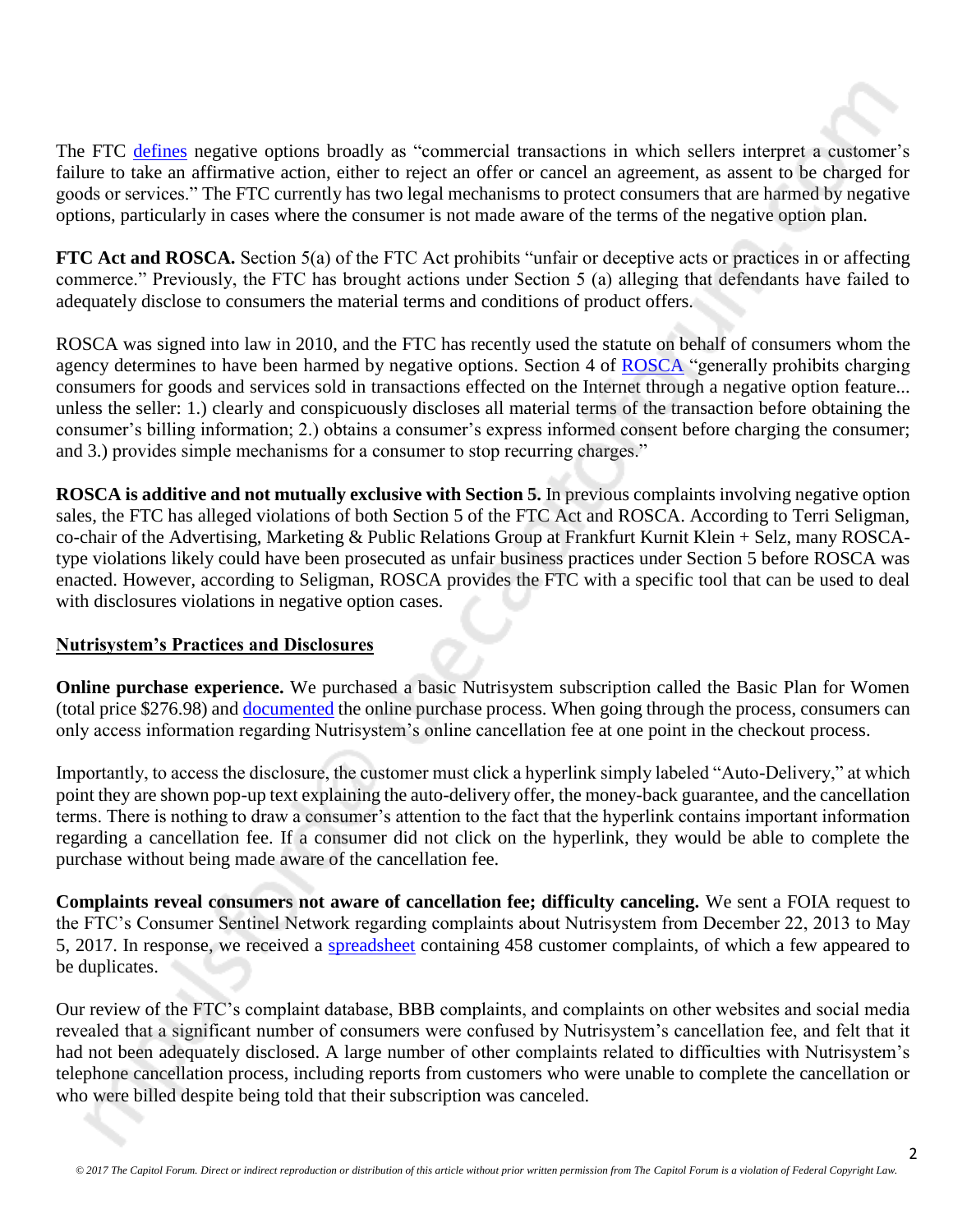The FTC defines negative options broadly as "commercial transactions in which sellers interpret a customer's failure to take an affirmative action, either to reject an offer or cancel an agreement, as assent to be charged for goods or services." The FTC currently has two legal mechanisms to protect consumers that are harmed by negative options, particularly in cases where the consumer is not made aware of the terms of the negative option plan.

**FTC Act and ROSCA.** Section 5(a) of the FTC Act prohibits "unfair or deceptive acts or practices in or affecting commerce." Previously, the FTC has brought actions under Section 5 (a) alleging that defendants have failed to adequately disclose to consumers the material terms and conditions of product offers.

ROSCA was signed into law in 2010, and the FTC has recently used the statute on behalf of consumers whom the agency determines to have been harmed by negative options. Section 4 of ROSCA "generally prohibits charging consumers for goods and services sold in transactions effected on the Internet through a negative option feature... unless the seller: 1.) clearly and conspicuously discloses all material terms of the transaction before obtaining the consumer's billing information; 2.) obtains a consumer's express informed consent before charging the consumer; and 3.) provides simple mechanisms for a consumer to stop recurring charges."

**ROSCA is additive and not mutually exclusive with Section 5.** In previous complaints involving negative option sales, the FTC has alleged violations of both Section 5 of the FTC Act and ROSCA. According to Terri Seligman, co-chair of the Advertising, Marketing & Public Relations Group at Frankfurt Kurnit Klein + Selz, many ROSCA-type violations likely could have been prosecuted as unfair business practices under Section 5 before ROSCA was enacted. However, according to Seligman, ROSCA provides the FTC with a specific tool that can be used to deal with disclosures violations in negative option cases.

## Nutrisystem's Practices and Disclosures

**Online purchase experience.** We purchased a basic Nutrisystem subscription called the Basic Plan for Women (total price $276.98) and documented the online purchase process. When going through the process, consumers can only access information regarding Nutrisystem's online cancellation fee at one point in the checkout process.

Importantly, to access the disclosure, the customer must click a hyperlink simply labeled "Auto-Delivery," at which point they are shown pop-up text explaining the auto-delivery offer, the money-back guarantee, and the cancellation terms. There is nothing to draw a consumer's attention to the fact that the hyperlink contains important information regarding a cancellation fee. If a consumer did not click on the hyperlink, they would be able to complete the purchase without being made aware of the cancellation fee.

**Complaints reveal consumers not aware of cancellation fee; difficulty canceling.** We sent a FOIA request to the FTC's Consumer Sentinel Network regarding complaints about Nutrisystem from December 22, 2013 to May 5, 2017. In response, we received a spreadsheet containing 458 customer complaints, of which a few appeared to be duplicates.

Our review of the FTC's complaint database, BBB complaints, and complaints on other websites and social media revealed that a significant number of consumers were confused by Nutrisystem's cancellation fee, and felt that it had not been adequately disclosed. A large number of other complaints related to difficulties with Nutrisystem's telephone cancellation process, including reports from customers who were unable to complete the cancellation or who were billed despite being told that their subscription was canceled.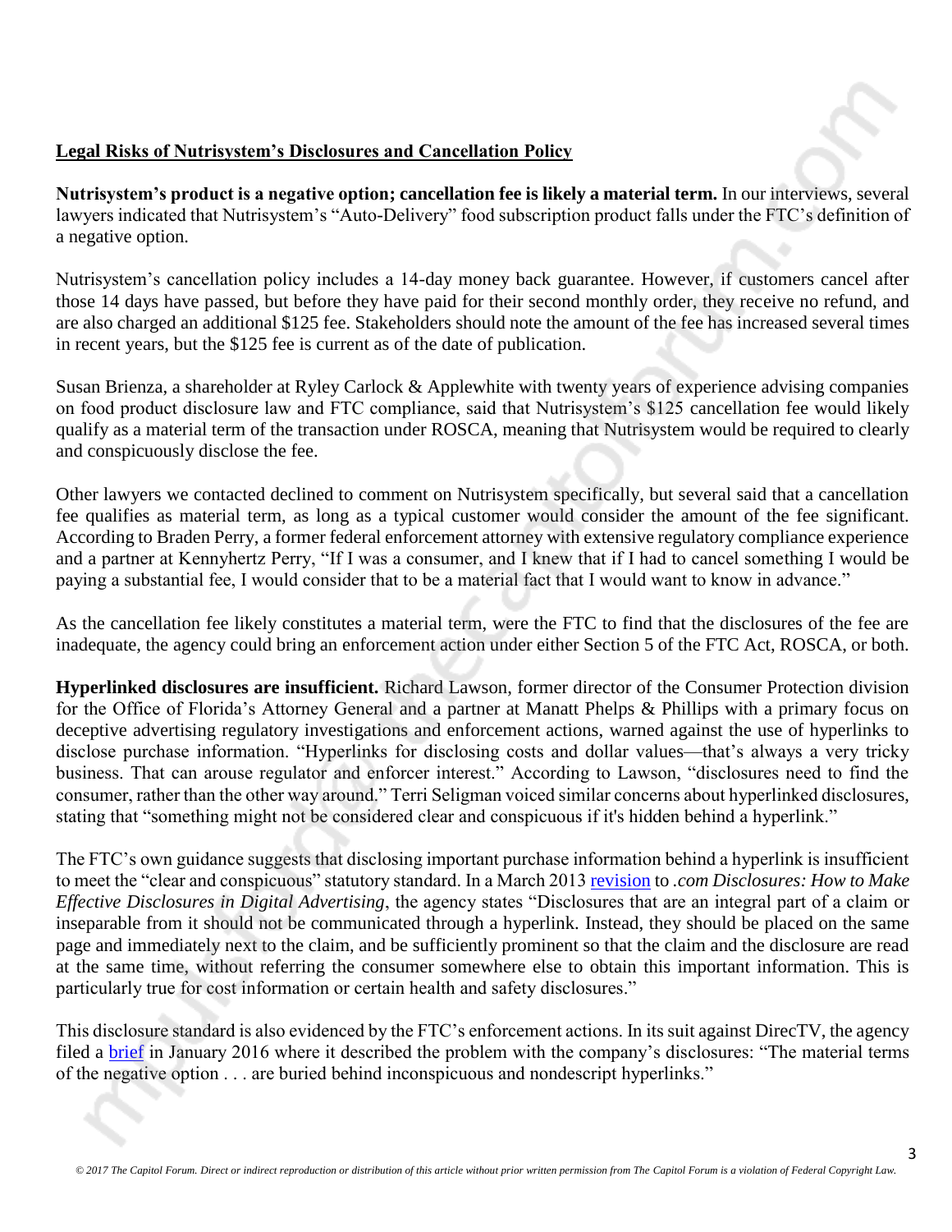**Legal Risks of Nutrisystem's Disclosures and Cancellation Policy**

**Nutrisystem's product is a negative option; cancellation fee is likely a material term.** In our interviews, several lawyers indicated that Nutrisystem's "Auto-Delivery" food subscription product falls under the FTC's definition of a negative option.

Nutrisystem's cancellation policy includes a 14-day money back guarantee. However, if customers cancel after those 14 days have passed, but before they have paid for their second monthly order, they receive no refund, and are also charged an additional $125 fee. Stakeholders should note the amount of the fee has increased several times in recent years, but the $125 fee is current as of the date of publication.

Susan Brienza, a shareholder at Ryley Carlock & Applewhite with twenty years of experience advising companies on food product disclosure law and FTC compliance, said that Nutrisystem's $125 cancellation fee would likely qualify as a material term of the transaction under ROSCA, meaning that Nutrisystem would be required to clearly and conspicuously disclose the fee.

Other lawyers we contacted declined to comment on Nutrisystem specifically, but several said that a cancellation fee qualifies as material term, as long as a typical customer would consider the amount of the fee significant. According to Braden Perry, a former federal enforcement attorney with extensive regulatory compliance experience and a partner at Kennyhertz Perry, "If I was a consumer, and I knew that if I had to cancel something I would be paying a substantial fee, I would consider that to be a material fact that I would want to know in advance."

As the cancellation fee likely constitutes a material term, were the FTC to find that the disclosures of the fee are inadequate, the agency could bring an enforcement action under either Section 5 of the FTC Act, ROSCA, or both.

**Hyperlinked disclosures are insufficient.** Richard Lawson, former director of the Consumer Protection division for the Office of Florida's Attorney General and a partner at Manatt Phelps & Phillips with a primary focus on deceptive advertising regulatory investigations and enforcement actions, warned against the use of hyperlinks to disclose purchase information. "Hyperlinks for disclosing costs and dollar values—that's always a very tricky business. That can arouse regulator and enforcer interest." According to Lawson, "disclosures need to find the consumer, rather than the other way around." Terri Seligman voiced similar concerns about hyperlinked disclosures, stating that "something might not be considered clear and conspicuous if it's hidden behind a hyperlink."

The FTC's own guidance suggests that disclosing important purchase information behind a hyperlink is insufficient to meet the "clear and conspicuous" statutory standard. In a March 2013 revision to *.com Disclosures: How to Make Effective Disclosures in Digital Advertising*, the agency states "Disclosures that are an integral part of a claim or inseparable from it should not be communicated through a hyperlink. Instead, they should be placed on the same page and immediately next to the claim, and be sufficiently prominent so that the claim and the disclosure are read at the same time, without referring the consumer somewhere else to obtain this important information. This is particularly true for cost information or certain health and safety disclosures."

This disclosure standard is also evidenced by the FTC's enforcement actions. In its suit against DirecTV, the agency filed a brief in January 2016 where it described the problem with the company's disclosures: "The material terms of the negative option . . . are buried behind inconspicuous and nondescript hyperlinks."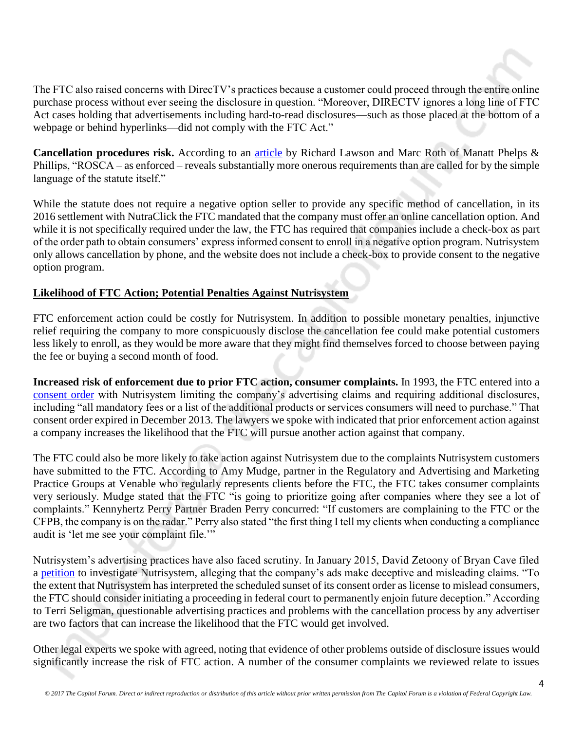The FTC also raised concerns with DirecTV's practices because a customer could proceed through the entire online purchase process without ever seeing the disclosure in question. "Moreover, DIRECTV ignores a long line of FTC Act cases holding that advertisements including hard-to-read disclosures—such as those placed at the bottom of a webpage or behind hyperlinks—did not comply with the FTC Act."

**Cancellation procedures risk.** According to an article by Richard Lawson and Marc Roth of Manatt Phelps & Phillips, "ROSCA – as enforced – reveals substantially more onerous requirements than are called for by the simple language of the statute itself."

While the statute does not require a negative option seller to provide any specific method of cancellation, in its 2016 settlement with NutraClick the FTC mandated that the company must offer an online cancellation option. And while it is not specifically required under the law, the FTC has required that companies include a check-box as part of the order path to obtain consumers' express informed consent to enroll in a negative option program. Nutrisystem only allows cancellation by phone, and the website does not include a check-box to provide consent to the negative option program.

## Likelihood of FTC Action; Potential Penalties Against Nutrisystem

FTC enforcement action could be costly for Nutrisystem. In addition to possible monetary penalties, injunctive relief requiring the company to more conspicuously disclose the cancellation fee could make potential customers less likely to enroll, as they would be more aware that they might find themselves forced to choose between paying the fee or buying a second month of food.

**Increased risk of enforcement due to prior FTC action, consumer complaints.** In 1993, the FTC entered into a consent order with Nutrisystem limiting the company's advertising claims and requiring additional disclosures, including "all mandatory fees or a list of the additional products or services consumers will need to purchase." That consent order expired in December 2013. The lawyers we spoke with indicated that prior enforcement action against a company increases the likelihood that the FTC will pursue another action against that company.

The FTC could also be more likely to take action against Nutrisystem due to the complaints Nutrisystem customers have submitted to the FTC. According to Amy Mudge, partner in the Regulatory and Advertising and Marketing Practice Groups at Venable who regularly represents clients before the FTC, the FTC takes consumer complaints very seriously. Mudge stated that the FTC "is going to prioritize going after companies where they see a lot of complaints." Kennyhertz Perry Partner Braden Perry concurred: "If customers are complaining to the FTC or the CFPB, the company is on the radar." Perry also stated "the first thing I tell my clients when conducting a compliance audit is 'let me see your complaint file.'"

Nutrisystem's advertising practices have also faced scrutiny. In January 2015, David Zetoony of Bryan Cave filed a petition to investigate Nutrisystem, alleging that the company's ads make deceptive and misleading claims. "To the extent that Nutrisystem has interpreted the scheduled sunset of its consent order as license to mislead consumers, the FTC should consider initiating a proceeding in federal court to permanently enjoin future deception." According to Terri Seligman, questionable advertising practices and problems with the cancellation process by any advertiser are two factors that can increase the likelihood that the FTC would get involved.

Other legal experts we spoke with agreed, noting that evidence of other problems outside of disclosure issues would significantly increase the risk of FTC action. A number of the consumer complaints we reviewed relate to issues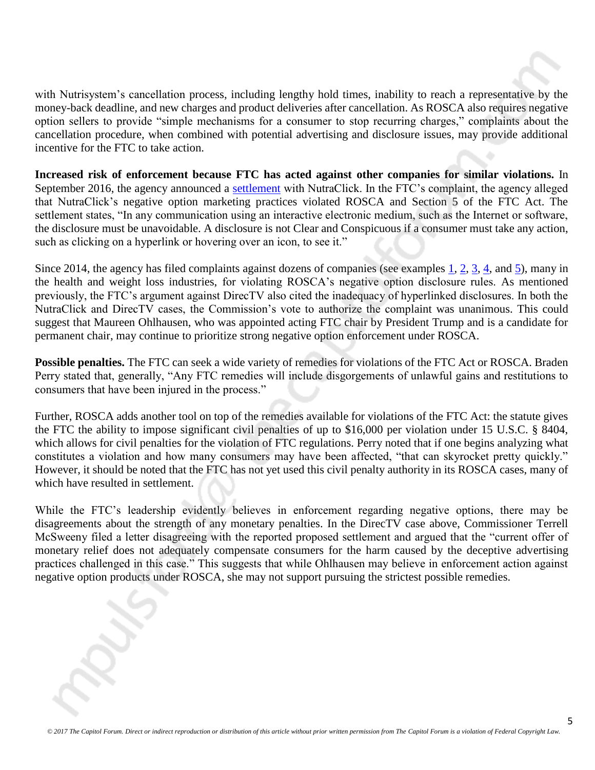with Nutrisystem's cancellation process, including lengthy hold times, inability to reach a representative by the money-back deadline, and new charges and product deliveries after cancellation. As ROSCA also requires negative option sellers to provide "simple mechanisms for a consumer to stop recurring charges," complaints about the cancellation procedure, when combined with potential advertising and disclosure issues, may provide additional incentive for the FTC to take action.

**Increased risk of enforcement because FTC has acted against other companies for similar violations.** In September 2016, the agency announced a settlement with NutraClick. In the FTC's complaint, the agency alleged that NutraClick's negative option marketing practices violated ROSCA and Section 5 of the FTC Act. The settlement states, "In any communication using an interactive electronic medium, such as the Internet or software, the disclosure must be unavoidable. A disclosure is not Clear and Conspicuous if a consumer must take any action, such as clicking on a hyperlink or hovering over an icon, to see it."

Since 2014, the agency has filed complaints against dozens of companies (see examples 1, 2, 3, 4, and 5), many in the health and weight loss industries, for violating ROSCA's negative option disclosure rules. As mentioned previously, the FTC's argument against DirecTV also cited the inadequacy of hyperlinked disclosures. In both the NutraClick and DirecTV cases, the Commission's vote to authorize the complaint was unanimous. This could suggest that Maureen Ohlhausen, who was appointed acting FTC chair by President Trump and is a candidate for permanent chair, may continue to prioritize strong negative option enforcement under ROSCA.

**Possible penalties.** The FTC can seek a wide variety of remedies for violations of the FTC Act or ROSCA. Braden Perry stated that, generally, "Any FTC remedies will include disgorgements of unlawful gains and restitutions to consumers that have been injured in the process."

Further, ROSCA adds another tool on top of the remedies available for violations of the FTC Act: the statute gives the FTC the ability to impose significant civil penalties of up to $16,000 per violation under 15 U.S.C. § 8404, which allows for civil penalties for the violation of FTC regulations. Perry noted that if one begins analyzing what constitutes a violation and how many consumers may have been affected, "that can skyrocket pretty quickly." However, it should be noted that the FTC has not yet used this civil penalty authority in its ROSCA cases, many of which have resulted in settlement.

While the FTC's leadership evidently believes in enforcement regarding negative options, there may be disagreements about the strength of any monetary penalties. In the DirecTV case above, Commissioner Terrell McSweeny filed a letter disagreeing with the reported proposed settlement and argued that the "current offer of monetary relief does not adequately compensate consumers for the harm caused by the deceptive advertising practices challenged in this case." This suggests that while Ohlhausen may believe in enforcement action against negative option products under ROSCA, she may not support pursuing the strictest possible remedies.